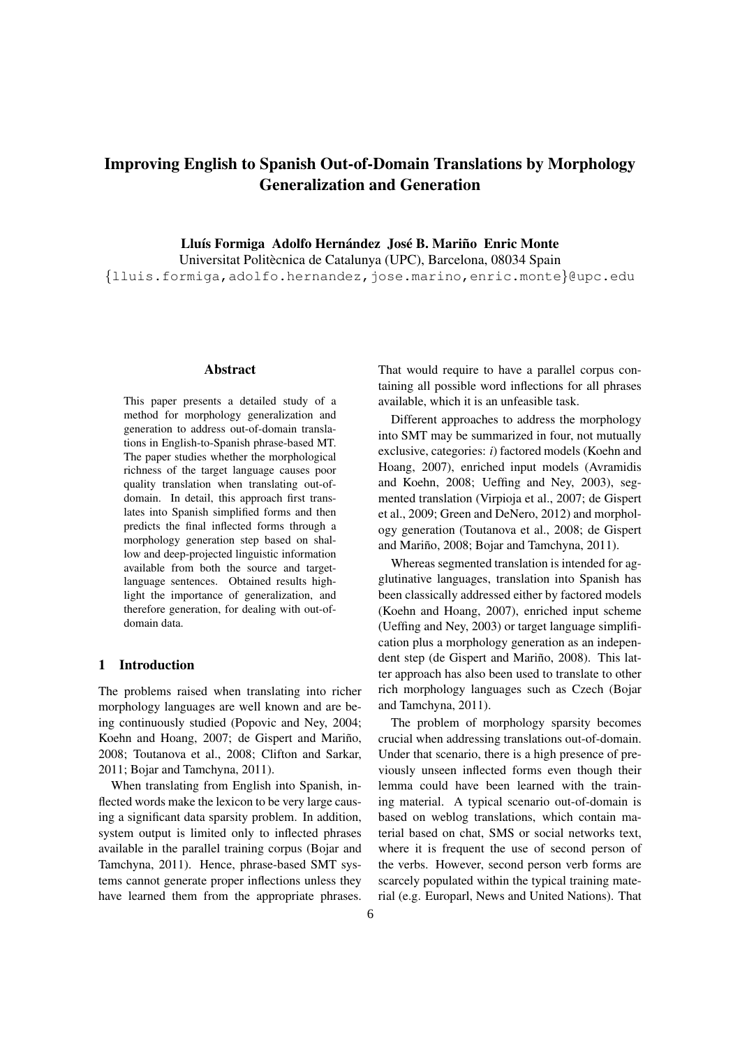# Improving English to Spanish Out-of-Domain Translations by Morphology Generalization and Generation

**Lluís Formiga Adolfo Hernández José B. Mariño Enric Monte**

Universitat Politècnica de Catalunya (UPC), Barcelona, 08034 Spain

{lluis.formiga,adolfo.hernandez,jose.marino,enric.monte}@upc.edu

## Abstract

This paper presents a detailed study of a method for morphology generalization and generation to address out-of-domain translations in English-to-Spanish phrase-based MT. The paper studies whether the morphological richness of the target language causes poor quality translation when translating out-of-domain. In detail, this approach first translates into Spanish simplified forms and then predicts the final inflected forms through a morphology generation step based on shallow and deep-projected linguistic information available from both the source and target-language sentences. Obtained results highlight the importance of generalization, and therefore generation, for dealing with out-of-domain data.

## 1 Introduction

The problems raised when translating into richer morphology languages are well known and are being continuously studied (Popovic and Ney, 2004; Koehn and Hoang, 2007; de Gispert and Mariño, 2008; Toutanova et al., 2008; Clifton and Sarkar, 2011; Bojar and Tamchyna, 2011).

When translating from English into Spanish, inflected words make the lexicon to be very large causing a significant data sparsity problem. In addition, system output is limited only to inflected phrases available in the parallel training corpus (Bojar and Tamchyna, 2011). Hence, phrase-based SMT systems cannot generate proper inflections unless they have learned them from the appropriate phrases. That would require to have a parallel corpus containing all possible word inflections for all phrases available, which it is an unfeasible task.

Different approaches to address the morphology into SMT may be summarized in four, not mutually exclusive, categories: *i*) factored models (Koehn and Hoang, 2007), enriched input models (Avramidis and Koehn, 2008; Ueffing and Ney, 2003), segmented translation (Virpioja et al., 2007; de Gispert et al., 2009; Green and DeNero, 2012) and morphology generation (Toutanova et al., 2008; de Gispert and Mariño, 2008; Bojar and Tamchyna, 2011).

Whereas segmented translation is intended for agglutinative languages, translation into Spanish has been classically addressed either by factored models (Koehn and Hoang, 2007), enriched input scheme (Ueffing and Ney, 2003) or target language simplification plus a morphology generation as an independent step (de Gispert and Mariño, 2008). This latter approach has also been used to translate to other rich morphology languages such as Czech (Bojar and Tamchyna, 2011).

The problem of morphology sparsity becomes crucial when addressing translations out-of-domain. Under that scenario, there is a high presence of previously unseen inflected forms even though their lemma could have been learned with the training material. A typical scenario out-of-domain is based on weblog translations, which contain material based on chat, SMS or social networks text, where it is frequent the use of second person of the verbs. However, second person verb forms are scarcely populated within the typical training material (e.g. Europarl, News and United Nations). That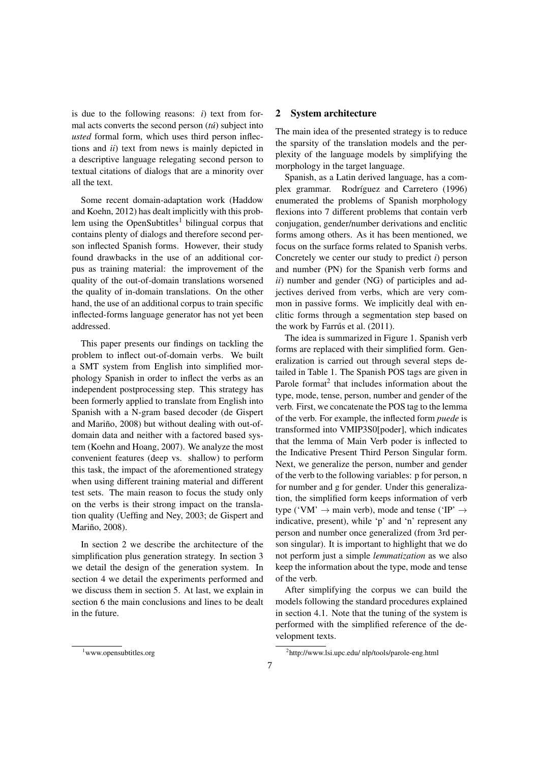is due to the following reasons: *i*) text from formal acts converts the second person (*tú*) subject into *usted* formal form, which uses third person inflections and *ii*) text from news is mainly depicted in a descriptive language relegating second person to textual citations of dialogs that are a minority over all the text.

Some recent domain-adaptation work (Haddow and Koehn, 2012) has dealt implicitly with this problem using the OpenSubtitles[1] bilingual corpus that contains plenty of dialogs and therefore second person inflected Spanish forms. However, their study found drawbacks in the use of an additional corpus as training material: the improvement of the quality of the out-of-domain translations worsened the quality of in-domain translations. On the other hand, the use of an additional corpus to train specific inflected-forms language generator has not yet been addressed.

This paper presents our findings on tackling the problem to inflect out-of-domain verbs. We built a SMT system from English into simplified morphology Spanish in order to inflect the verbs as an independent postprocessing step. This strategy has been formerly applied to translate from English into Spanish with a N-gram based decoder (de Gispert and Mariño, 2008) but without dealing with out-of-domain data and neither with a factored based system (Koehn and Hoang, 2007). We analyze the most convenient features (deep vs. shallow) to perform this task, the impact of the aforementioned strategy when using different training material and different test sets. The main reason to focus the study only on the verbs is their strong impact on the translation quality (Ueffing and Ney, 2003; de Gispert and Mariño, 2008).

In section 2 we describe the architecture of the simplification plus generation strategy. In section 3 we detail the design of the generation system. In section 4 we detail the experiments performed and we discuss them in section 5. At last, we explain in section 6 the main conclusions and lines to be dealt in the future.

[1] www.opensubtitles.org

## 2 System architecture

The main idea of the presented strategy is to reduce the sparsity of the translation models and the perplexity of the language models by simplifying the morphology in the target language.

Spanish, as a Latin derived language, has a complex grammar. Rodríguez and Carretero (1996) enumerated the problems of Spanish morphology flexions into 7 different problems that contain verb conjugation, gender/number derivations and enclitic forms among others. As it has been mentioned, we focus on the surface forms related to Spanish verbs. Concretely we center our study to predict *i*) person and number (PN) for the Spanish verb forms and *ii*) number and gender (NG) of participles and adjectives derived from verbs, which are very common in passive forms. We implicitly deal with enclitic forms through a segmentation step based on the work by Farrús et al. (2011).

The idea is summarized in Figure 1. Spanish verb forms are replaced with their simplified form. Generalization is carried out through several steps detailed in Table 1. The Spanish POS tags are given in Parole format[2] that includes information about the type, mode, tense, person, number and gender of the verb. First, we concatenate the POS tag to the lemma of the verb. For example, the inflected form *puede* is transformed into VMIP3S0[poder], which indicates that the lemma of Main Verb poder is inflected to the Indicative Present Third Person Singular form. Next, we generalize the person, number and gender of the verb to the following variables: p for person, n for number and g for gender. Under this generalization, the simplified form keeps information of verb type ('VM' → main verb), mode and tense ('IP' → indicative, present), while 'p' and 'n' represent any person and number once generalized (from 3rd person singular). It is important to highlight that we do not perform just a simple *lemmatization* as we also keep the information about the type, mode and tense of the verb.

After simplifying the corpus we can build the models following the standard procedures explained in section 4.1. Note that the tuning of the system is performed with the simplified reference of the development texts.

[2] http://www.lsi.upc.edu/ nlp/tools/parole-eng.html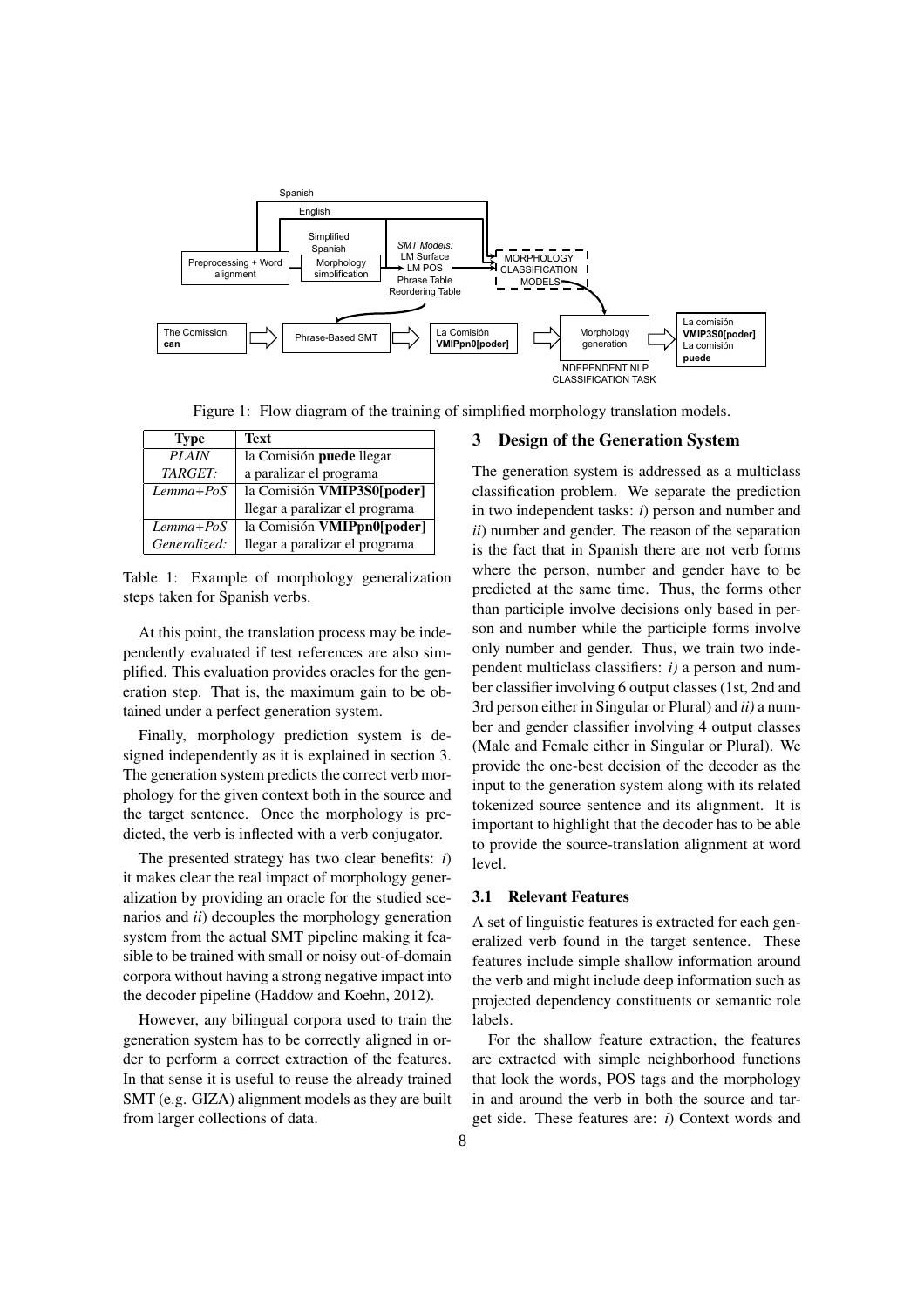Figure 1: Flow diagram of the training of simplified morphology translation models.

| Type | Text |
|---|---|
| *PLAIN TARGET:* | la Comisión **puede** llegar a paralizar el programa |
| *Lemma+PoS* | la Comisión **VMIP3S0[poder]** llegar a paralizar el programa |
| *Lemma+PoS Generalized:* | la Comisión **VMIPpn0[poder]** llegar a paralizar el programa |

Table 1: Example of morphology generalization steps taken for Spanish verbs.

At this point, the translation process may be independently evaluated if test references are also simplified. This evaluation provides oracles for the generation step. That is, the maximum gain to be obtained under a perfect generation system.

Finally, morphology prediction system is designed independently as it is explained in section 3. The generation system predicts the correct verb morphology for the given context both in the source and the target sentence. Once the morphology is predicted, the verb is inflected with a verb conjugator.

The presented strategy has two clear benefits: *i*) it makes clear the real impact of morphology generalization by providing an oracle for the studied scenarios and *ii*) decouples the morphology generation system from the actual SMT pipeline making it feasible to be trained with small or noisy out-of-domain corpora without having a strong negative impact into the decoder pipeline (Haddow and Koehn, 2012).

However, any bilingual corpora used to train the generation system has to be correctly aligned in order to perform a correct extraction of the features. In that sense it is useful to reuse the already trained SMT (e.g. GIZA) alignment models as they are built from larger collections of data.

## 3 Design of the Generation System

The generation system is addressed as a multiclass classification problem. We separate the prediction in two independent tasks: *i*) person and number and *ii*) number and gender. The reason of the separation is the fact that in Spanish there are not verb forms where the person, number and gender have to be predicted at the same time. Thus, the forms other than participle involve decisions only based in person and number while the participle forms involve only number and gender. Thus, we train two independent multiclass classifiers: *i)* a person and number classifier involving 6 output classes (1st, 2nd and 3rd person either in Singular or Plural) and *ii)* a number and gender classifier involving 4 output classes (Male and Female either in Singular or Plural). We provide the one-best decision of the decoder as the input to the generation system along with its related tokenized source sentence and its alignment. It is important to highlight that the decoder has to be able to provide the source-translation alignment at word level.

### 3.1 Relevant Features

A set of linguistic features is extracted for each generalized verb found in the target sentence. These features include simple shallow information around the verb and might include deep information such as projected dependency constituents or semantic role labels.

For the shallow feature extraction, the features are extracted with simple neighborhood functions that look the words, POS tags and the morphology in and around the verb in both the source and target side. These features are: *i*) Context words and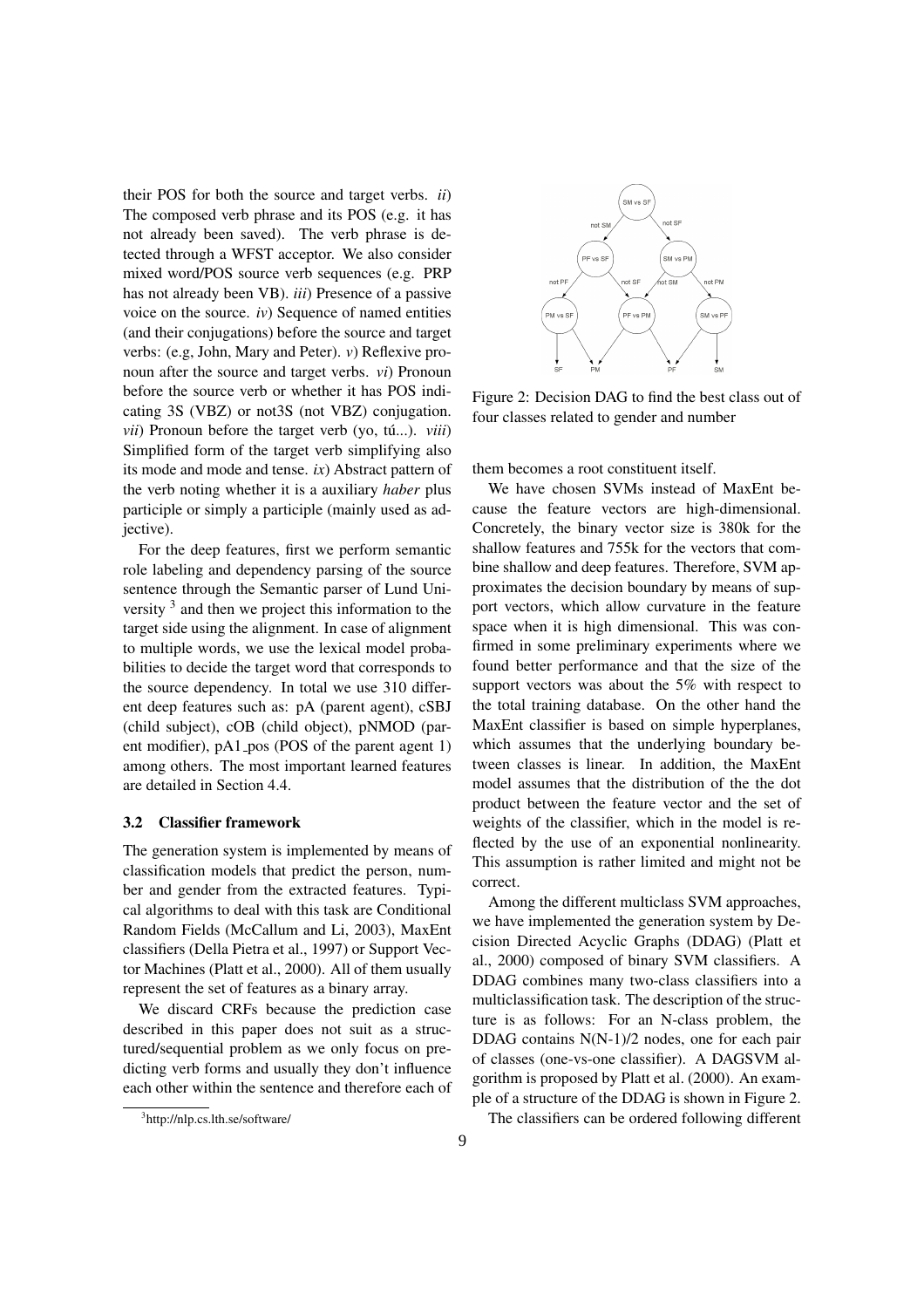their POS for both the source and target verbs. *ii*) The composed verb phrase and its POS (e.g. it has not already been saved). The verb phrase is detected through a WFST acceptor. We also consider mixed word/POS source verb sequences (e.g. PRP has not already been VB). *iii*) Presence of a passive voice on the source. *iv*) Sequence of named entities (and their conjugations) before the source and target verbs: (e.g, John, Mary and Peter). *v*) Reflexive pronoun after the source and target verbs. *vi*) Pronoun before the source verb or whether it has POS indicating 3S (VBZ) or not3S (not VBZ) conjugation. *vii*) Pronoun before the target verb (yo, tú...). *viii*) Simplified form of the target verb simplifying also its mode and mode and tense. *ix*) Abstract pattern of the verb noting whether it is a auxiliary *haber* plus participle or simply a participle (mainly used as adjective).

For the deep features, first we perform semantic role labeling and dependency parsing of the source sentence through the Semantic parser of Lund University [3] and then we project this information to the target side using the alignment. In case of alignment to multiple words, we use the lexical model probabilities to decide the target word that corresponds to the source dependency. In total we use 310 different deep features such as: pA (parent agent), cSBJ (child subject), cOB (child object), pNMOD (parent modifier), pA1_pos (POS of the parent agent 1) among others. The most important learned features are detailed in Section 4.4.

### 3.2 Classifier framework

The generation system is implemented by means of classification models that predict the person, number and gender from the extracted features. Typical algorithms to deal with this task are Conditional Random Fields (McCallum and Li, 2003), MaxEnt classifiers (Della Pietra et al., 1997) or Support Vector Machines (Platt et al., 2000). All of them usually represent the set of features as a binary array.

We discard CRFs because the prediction case described in this paper does not suit as a structured/sequential problem as we only focus on predicting verb forms and usually they don't influence each other within the sentence and therefore each of them becomes a root constituent itself.

Figure 2: Decision DAG to find the best class out of four classes related to gender and number

We have chosen SVMs instead of MaxEnt because the feature vectors are high-dimensional. Concretely, the binary vector size is 380k for the shallow features and 755k for the vectors that combine shallow and deep features. Therefore, SVM approximates the decision boundary by means of support vectors, which allow curvature in the feature space when it is high dimensional. This was confirmed in some preliminary experiments where we found better performance and that the size of the support vectors was about the 5% with respect to the total training database. On the other hand the MaxEnt classifier is based on simple hyperplanes, which assumes that the underlying boundary between classes is linear. In addition, the MaxEnt model assumes that the distribution of the the dot product between the feature vector and the set of weights of the classifier, which in the model is reflected by the use of an exponential nonlinearity. This assumption is rather limited and might not be correct.

Among the different multiclass SVM approaches, we have implemented the generation system by Decision Directed Acyclic Graphs (DDAG) (Platt et al., 2000) composed of binary SVM classifiers. A DDAG combines many two-class classifiers into a multiclassification task. The description of the structure is as follows: For an N-class problem, the DDAG contains N(N-1)/2 nodes, one for each pair of classes (one-vs-one classifier). A DAGSVM algorithm is proposed by Platt et al. (2000). An example of a structure of the DDAG is shown in Figure 2.

The classifiers can be ordered following different

[3] http://nlp.cs.lth.se/software/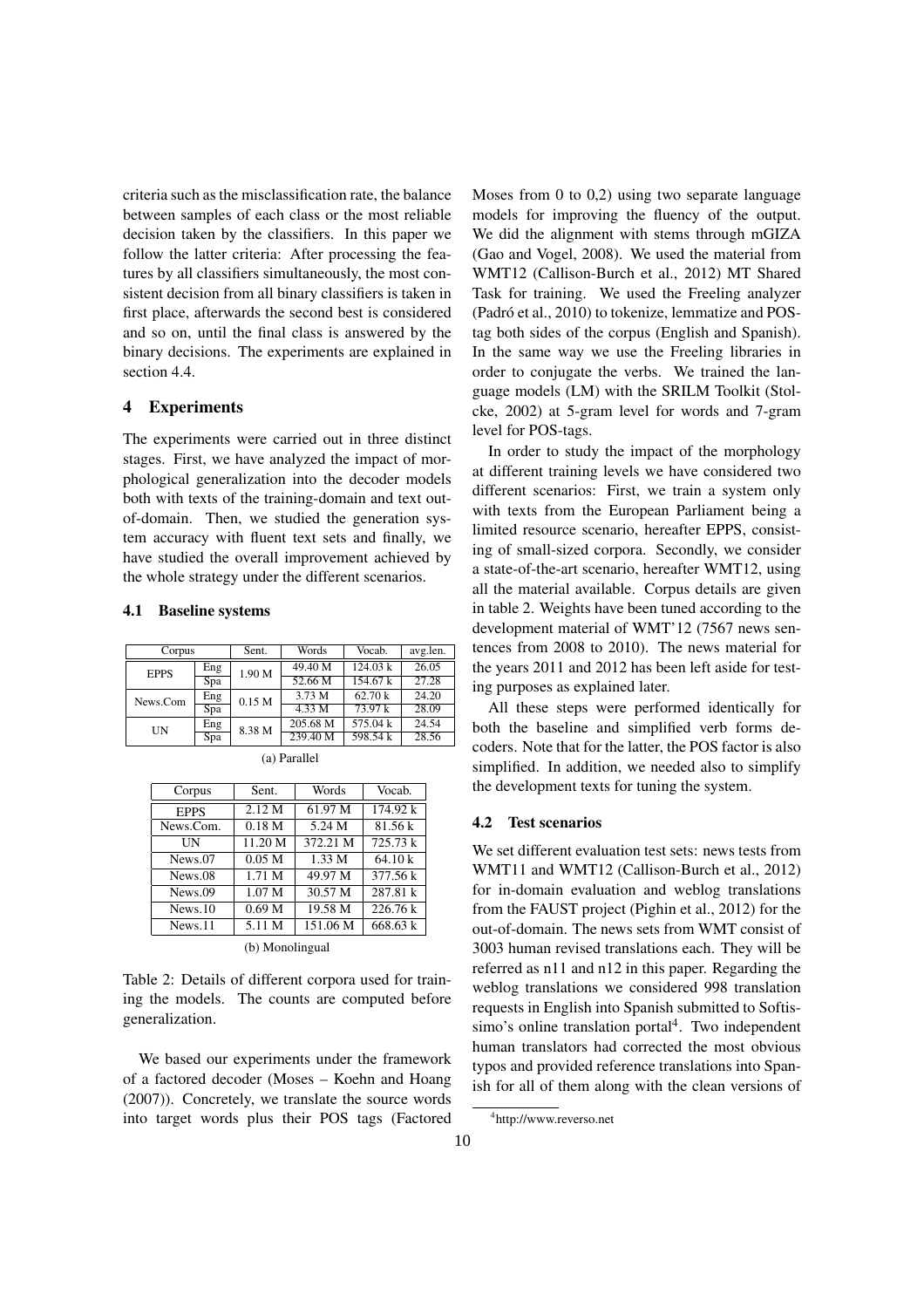criteria such as the misclassification rate, the balance between samples of each class or the most reliable decision taken by the classifiers. In this paper we follow the latter criteria: After processing the features by all classifiers simultaneously, the most consistent decision from all binary classifiers is taken in first place, afterwards the second best is considered and so on, until the final class is answered by the binary decisions. The experiments are explained in section 4.4.

## 4 Experiments

The experiments were carried out in three distinct stages. First, we have analyzed the impact of morphological generalization into the decoder models both with texts of the training-domain and text out-of-domain. Then, we studied the generation system accuracy with fluent text sets and finally, we have studied the overall improvement achieved by the whole strategy under the different scenarios.

### 4.1 Baseline systems

| Corpus | | Sent. | Words | Vocab. | avg.len. |
|---|---|---|---|---|---|
| EPPS | Eng | 1.90 M | 49.40 M | 124.03 k | 26.05 |
| | Spa | | 52.66 M | 154.67 k | 27.28 |
| News.Com | Eng | 0.15 M | 3.73 M | 62.70 k | 24.20 |
| | Spa | | 4.33 M | 73.97 k | 28.09 |
| UN | Eng | 8.38 M | 205.68 M | 575.04 k | 24.54 |
| | Spa | | 239.40 M | 598.54 k | 28.56 |

(a) Parallel

| Corpus | Sent. | Words | Vocab. |
|---|---|---|---|
| EPPS | 2.12 M | 61.97 M | 174.92 k |
| News.Com. | 0.18 M | 5.24 M | 81.56 k |
| UN | 11.20 M | 372.21 M | 725.73 k |
| News.07 | 0.05 M | 1.33 M | 64.10 k |
| News.08 | 1.71 M | 49.97 M | 377.56 k |
| News.09 | 1.07 M | 30.57 M | 287.81 k |
| News.10 | 0.69 M | 19.58 M | 226.76 k |
| News.11 | 5.11 M | 151.06 M | 668.63 k |

(b) Monolingual

Table 2: Details of different corpora used for training the models. The counts are computed before generalization.

We based our experiments under the framework of a factored decoder (Moses – Koehn and Hoang (2007)). Concretely, we translate the source words into target words plus their POS tags (Factored Moses from 0 to 0,2) using two separate language models for improving the fluency of the output. We did the alignment with stems through mGIZA (Gao and Vogel, 2008). We used the material from WMT12 (Callison-Burch et al., 2012) MT Shared Task for training. We used the Freeling analyzer (Padró et al., 2010) to tokenize, lemmatize and POS-tag both sides of the corpus (English and Spanish). In the same way we use the Freeling libraries in order to conjugate the verbs. We trained the language models (LM) with the SRILM Toolkit (Stolcke, 2002) at 5-gram level for words and 7-gram level for POS-tags.

In order to study the impact of the morphology at different training levels we have considered two different scenarios: First, we train a system only with texts from the European Parliament being a limited resource scenario, hereafter EPPS, consisting of small-sized corpora. Secondly, we consider a state-of-the-art scenario, hereafter WMT12, using all the material available. Corpus details are given in table 2. Weights have been tuned according to the development material of WMT'12 (7567 news sentences from 2008 to 2010). The news material for the years 2011 and 2012 has been left aside for testing purposes as explained later.

All these steps were performed identically for both the baseline and simplified verb forms decoders. Note that for the latter, the POS factor is also simplified. In addition, we needed also to simplify the development texts for tuning the system.

### 4.2 Test scenarios

We set different evaluation test sets: news tests from WMT11 and WMT12 (Callison-Burch et al., 2012) for in-domain evaluation and weblog translations from the FAUST project (Pighin et al., 2012) for the out-of-domain. The news sets from WMT consist of 3003 human revised translations each. They will be referred as n11 and n12 in this paper. Regarding the weblog translations we considered 998 translation requests in English into Spanish submitted to Softissimo's online translation portal[4]. Two independent human translators had corrected the most obvious typos and provided reference translations into Spanish for all of them along with the clean versions of

[4] http://www.reverso.net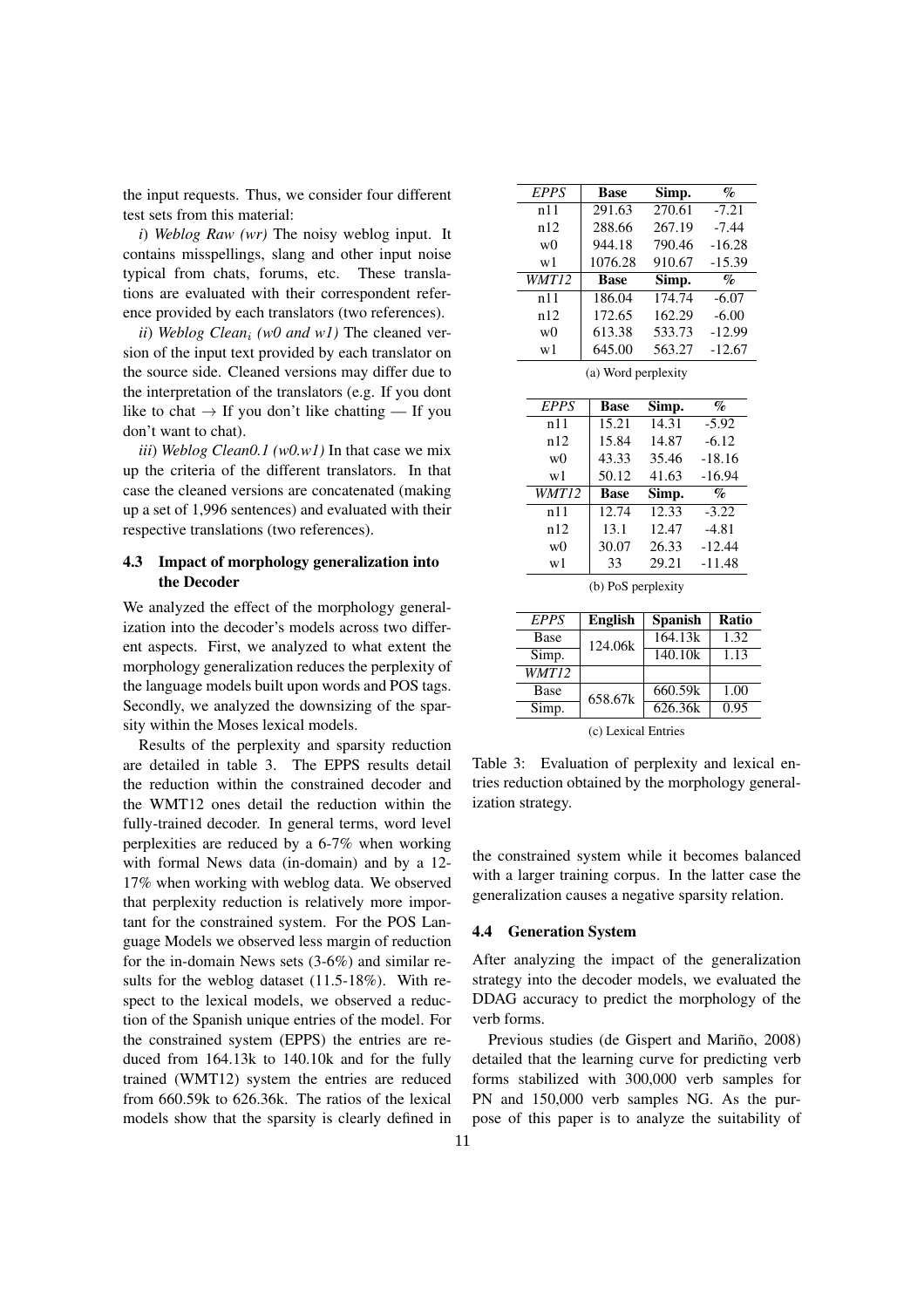the input requests. Thus, we consider four different test sets from this material:

*i*) *Weblog Raw (wr)* The noisy weblog input. It contains misspellings, slang and other input noise typical from chats, forums, etc. These translations are evaluated with their correspondent reference provided by each translators (two references).

*ii*) *Weblog Clean$_i$ (w0 and w1)* The cleaned version of the input text provided by each translator on the source side. Cleaned versions may differ due to the interpretation of the translators (e.g. If you dont like to chat → If you don't like chatting — If you don't want to chat).

*iii*) *Weblog Clean0.1 (w0.w1)* In that case we mix up the criteria of the different translators. In that case the cleaned versions are concatenated (making up a set of 1,996 sentences) and evaluated with their respective translations (two references).

### 4.3 Impact of morphology generalization into the Decoder

We analyzed the effect of the morphology generalization into the decoder's models across two different aspects. First, we analyzed to what extent the morphology generalization reduces the perplexity of the language models built upon words and POS tags. Secondly, we analyzed the downsizing of the sparsity within the Moses lexical models.

Results of the perplexity and sparsity reduction are detailed in table 3. The EPPS results detail the reduction within the constrained decoder and the WMT12 ones detail the reduction within the fully-trained decoder. In general terms, word level perplexities are reduced by a 6-7% when working with formal News data (in-domain) and by a 12-17% when working with weblog data. We observed that perplexity reduction is relatively more important for the constrained system. For the POS Language Models we observed less margin of reduction for the in-domain News sets (3-6%) and similar results for the weblog dataset (11.5-18%). With respect to the lexical models, we observed a reduction of the Spanish unique entries of the model. For the constrained system (EPPS) the entries are reduced from 164.13k to 140.10k and for the fully trained (WMT12) system the entries are reduced from 660.59k to 626.36k. The ratios of the lexical models show that the sparsity is clearly defined in the constrained system while it becomes balanced with a larger training corpus. In the latter case the generalization causes a negative sparsity relation.

| *EPPS* | **Base** | **Simp.** | **%** |
|---|---|---|---|
| n11 | 291.63 | 270.61 | -7.21 |
| n12 | 288.66 | 267.19 | -7.44 |
| w0 | 944.18 | 790.46 | -16.28 |
| w1 | 1076.28 | 910.67 | -15.39 |
| *WMT12* | **Base** | **Simp.** | **%** |
| n11 | 186.04 | 174.74 | -6.07 |
| n12 | 172.65 | 162.29 | -6.00 |
| w0 | 613.38 | 533.73 | -12.99 |
| w1 | 645.00 | 563.27 | -12.67 |

(a) Word perplexity

| *EPPS* | **Base** | **Simp.** | **%** |
|---|---|---|---|
| n11 | 15.21 | 14.31 | -5.92 |
| n12 | 15.84 | 14.87 | -6.12 |
| w0 | 43.33 | 35.46 | -18.16 |
| w1 | 50.12 | 41.63 | -16.94 |
| *WMT12* | **Base** | **Simp.** | **%** |
| n11 | 12.74 | 12.33 | -3.22 |
| n12 | 13.1 | 12.47 | -4.81 |
| w0 | 30.07 | 26.33 | -12.44 |
| w1 | 33 | 29.21 | -11.48 |

(b) PoS perplexity

| *EPPS* | **English** | **Spanish** | **Ratio** |
|---|---|---|---|
| Base | 124.06k | 164.13k | 1.32 |
| Simp. | | 140.10k | 1.13 |
| *WMT12* | | | |
| Base | 658.67k | 660.59k | 1.00 |
| Simp. | | 626.36k | 0.95 |

(c) Lexical Entries

Table 3: Evaluation of perplexity and lexical entries reduction obtained by the morphology generalization strategy.

### 4.4 Generation System

After analyzing the impact of the generalization strategy into the decoder models, we evaluated the DDAG accuracy to predict the morphology of the verb forms.

Previous studies (de Gispert and Mariño, 2008) detailed that the learning curve for predicting verb forms stabilized with 300,000 verb samples for PN and 150,000 verb samples NG. As the purpose of this paper is to analyze the suitability of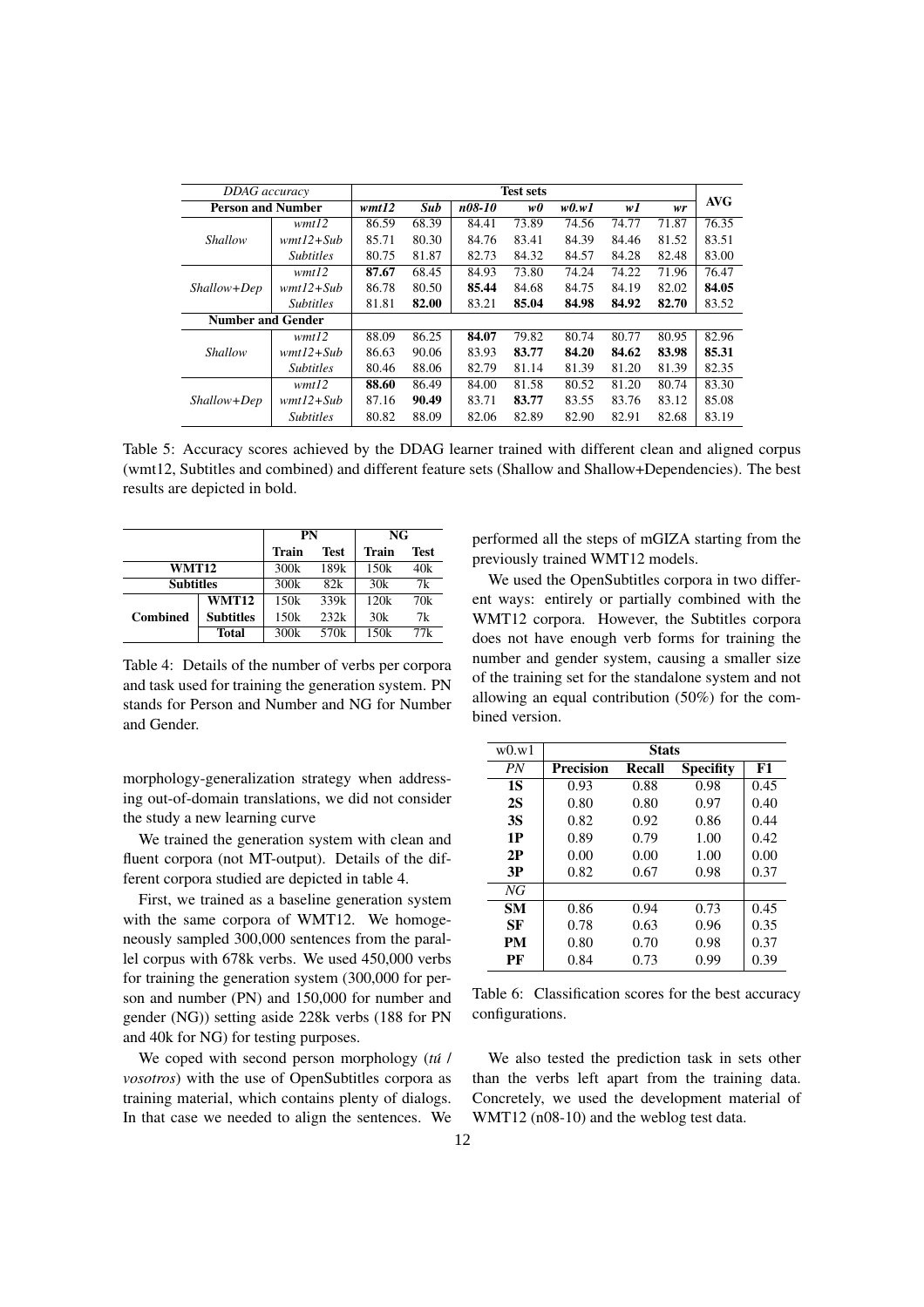| *DDAG accuracy* | | **Test sets** | | | | | | | **AVG** |
|---|---|---|---|---|---|---|---|---|---|
| **Person and Number** | | ***wmt12*** | ***Sub*** | ***n08-10*** | ***w0*** | ***w0.w1*** | ***w1*** | ***wr*** | |
| *Shallow* | *wmt12* | 86.59 | 68.39 | 84.41 | 73.89 | 74.56 | 74.77 | 71.87 | 76.35 |
| | *wmt12+Sub* | 85.71 | 80.30 | 84.76 | 83.41 | 84.39 | 84.46 | 81.52 | 83.51 |
| | *Subtitles* | 80.75 | 81.87 | 82.73 | 84.32 | 84.57 | 84.28 | 82.48 | 83.00 |
| *Shallow+Dep* | *wmt12* | **87.67** | 68.45 | 84.93 | 73.80 | 74.24 | 74.22 | 71.96 | 76.47 |
| | *wmt12+Sub* | 86.78 | 80.50 | **85.44** | 84.68 | 84.75 | 84.19 | 82.02 | **84.05** |
| | *Subtitles* | 81.81 | **82.00** | 83.21 | **85.04** | **84.98** | **84.92** | **82.70** | 83.52 |
| **Number and Gender** | | | | | | | | | |
| *Shallow* | *wmt12* | 88.09 | 86.25 | **84.07** | 79.82 | 80.74 | 80.77 | 80.95 | 82.96 |
| | *wmt12+Sub* | 86.63 | 90.06 | 83.93 | **83.77** | **84.20** | **84.62** | **83.98** | **85.31** |
| | *Subtitles* | 80.46 | 88.06 | 82.79 | 81.14 | 81.39 | 81.20 | 81.39 | 82.35 |
| *Shallow+Dep* | *wmt12* | **88.60** | 86.49 | 84.00 | 81.58 | 80.52 | 81.20 | 80.74 | 83.30 |
| | *wmt12+Sub* | 87.16 | **90.49** | 83.71 | **83.77** | 83.55 | 83.76 | 83.12 | 85.08 |
| | *Subtitles* | 80.82 | 88.09 | 82.06 | 82.89 | 82.90 | 82.91 | 82.68 | 83.19 |

Table 5: Accuracy scores achieved by the DDAG learner trained with different clean and aligned corpus (wmt12, Subtitles and combined) and different feature sets (Shallow and Shallow+Dependencies). The best results are depicted in bold.

| | | **PN** | | **NG** | |
|---|---|---|---|---|---|
| | | **Train** | **Test** | **Train** | **Test** |
| **WMT12** | | 300k | 189k | 150k | 40k |
| **Subtitles** | | 300k | 82k | 30k | 7k |
| **Combined** | **WMT12** | 150k | 339k | 120k | 70k |
| | **Subtitles** | 150k | 232k | 30k | 7k |
| | **Total** | 300k | 570k | 150k | 77k |

Table 4: Details of the number of verbs per corpora and task used for training the generation system. PN stands for Person and Number and NG for Number and Gender.

morphology-generalization strategy when addressing out-of-domain translations, we did not consider the study a new learning curve

We trained the generation system with clean and fluent corpora (not MT-output). Details of the different corpora studied are depicted in table 4.

First, we trained as a baseline generation system with the same corpora of WMT12. We homogeneously sampled 300,000 sentences from the parallel corpus with 678k verbs. We used 450,000 verbs for training the generation system (300,000 for person and number (PN) and 150,000 for number and gender (NG)) setting aside 228k verbs (188 for PN and 40k for NG) for testing purposes.

We coped with second person morphology (*tú* / *vosotros*) with the use of OpenSubtitles corpora as training material, which contains plenty of dialogs. In that case we needed to align the sentences. We performed all the steps of mGIZA starting from the previously trained WMT12 models.

We used the OpenSubtitles corpora in two different ways: entirely or partially combined with the WMT12 corpora. However, the Subtitles corpora does not have enough verb forms for training the number and gender system, causing a smaller size of the training set for the standalone system and not allowing an equal contribution (50%) for the combined version.

| w0.w1 | **Stats** | | | |
|---|---|---|---|---|
| *PN* | **Precision** | **Recall** | **Specifity** | **F1** |
| **1S** | 0.93 | 0.88 | 0.98 | 0.45 |
| **2S** | 0.80 | 0.80 | 0.97 | 0.40 |
| **3S** | 0.82 | 0.92 | 0.86 | 0.44 |
| **1P** | 0.89 | 0.79 | 1.00 | 0.42 |
| **2P** | 0.00 | 0.00 | 1.00 | 0.00 |
| **3P** | 0.82 | 0.67 | 0.98 | 0.37 |
| *NG* | | | | |
| **SM** | 0.86 | 0.94 | 0.73 | 0.45 |
| **SF** | 0.78 | 0.63 | 0.96 | 0.35 |
| **PM** | 0.80 | 0.70 | 0.98 | 0.37 |
| **PF** | 0.84 | 0.73 | 0.99 | 0.39 |

Table 6: Classification scores for the best accuracy configurations.

We also tested the prediction task in sets other than the verbs left apart from the training data. Concretely, we used the development material of WMT12 (n08-10) and the weblog test data.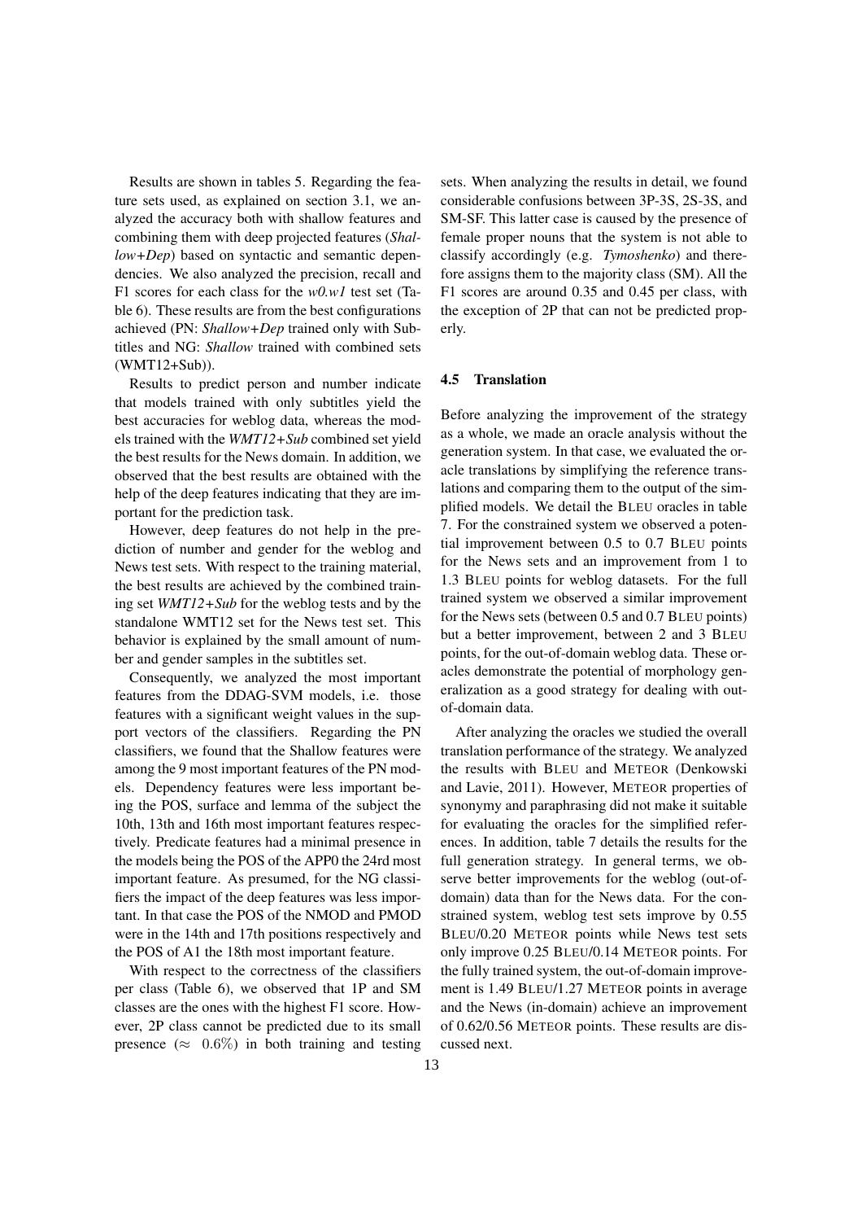Results are shown in tables 5. Regarding the feature sets used, as explained on section 3.1, we analyzed the accuracy both with shallow features and combining them with deep projected features (*Shallow+Dep*) based on syntactic and semantic dependencies. We also analyzed the precision, recall and F1 scores for each class for the *w0.w1* test set (Table 6). These results are from the best configurations achieved (PN: *Shallow+Dep* trained only with Subtitles and NG: *Shallow* trained with combined sets (WMT12+Sub)).

Results to predict person and number indicate that models trained with only subtitles yield the best accuracies for weblog data, whereas the models trained with the *WMT12+Sub* combined set yield the best results for the News domain. In addition, we observed that the best results are obtained with the help of the deep features indicating that they are important for the prediction task.

However, deep features do not help in the prediction of number and gender for the weblog and News test sets. With respect to the training material, the best results are achieved by the combined training set *WMT12+Sub* for the weblog tests and by the standalone WMT12 set for the News test set. This behavior is explained by the small amount of number and gender samples in the subtitles set.

Consequently, we analyzed the most important features from the DDAG-SVM models, i.e. those features with a significant weight values in the support vectors of the classifiers. Regarding the PN classifiers, we found that the Shallow features were among the 9 most important features of the PN models. Dependency features were less important being the POS, surface and lemma of the subject the 10th, 13th and 16th most important features respectively. Predicate features had a minimal presence in the models being the POS of the APP0 the 24rd most important feature. As presumed, for the NG classifiers the impact of the deep features was less important. In that case the POS of the NMOD and PMOD were in the 14th and 17th positions respectively and the POS of A1 the 18th most important feature.

With respect to the correctness of the classifiers per class (Table 6), we observed that 1P and SM classes are the ones with the highest F1 score. However, 2P class cannot be predicted due to its small presence ($\approx$ 0.6%) in both training and testing sets. When analyzing the results in detail, we found considerable confusions between 3P-3S, 2S-3S, and SM-SF. This latter case is caused by the presence of female proper nouns that the system is not able to classify accordingly (e.g. *Tymoshenko*) and therefore assigns them to the majority class (SM). All the F1 scores are around 0.35 and 0.45 per class, with the exception of 2P that can not be predicted properly.

### 4.5 Translation

Before analyzing the improvement of the strategy as a whole, we made an oracle analysis without the generation system. In that case, we evaluated the oracle translations by simplifying the reference translations and comparing them to the output of the simplified models. We detail the BLEU oracles in table 7. For the constrained system we observed a potential improvement between 0.5 to 0.7 BLEU points for the News sets and an improvement from 1 to 1.3 BLEU points for weblog datasets. For the full trained system we observed a similar improvement for the News sets (between 0.5 and 0.7 BLEU points) but a better improvement, between 2 and 3 BLEU points, for the out-of-domain weblog data. These oracles demonstrate the potential of morphology generalization as a good strategy for dealing with out-of-domain data.

After analyzing the oracles we studied the overall translation performance of the strategy. We analyzed the results with BLEU and METEOR (Denkowski and Lavie, 2011). However, METEOR properties of synonymy and paraphrasing did not make it suitable for evaluating the oracles for the simplified references. In addition, table 7 details the results for the full generation strategy. In general terms, we observe better improvements for the weblog (out-of-domain) data than for the News data. For the constrained system, weblog test sets improve by 0.55 BLEU/0.20 METEOR points while News test sets only improve 0.25 BLEU/0.14 METEOR points. For the fully trained system, the out-of-domain improvement is 1.49 BLEU/1.27 METEOR points in average and the News (in-domain) achieve an improvement of 0.62/0.56 METEOR points. These results are discussed next.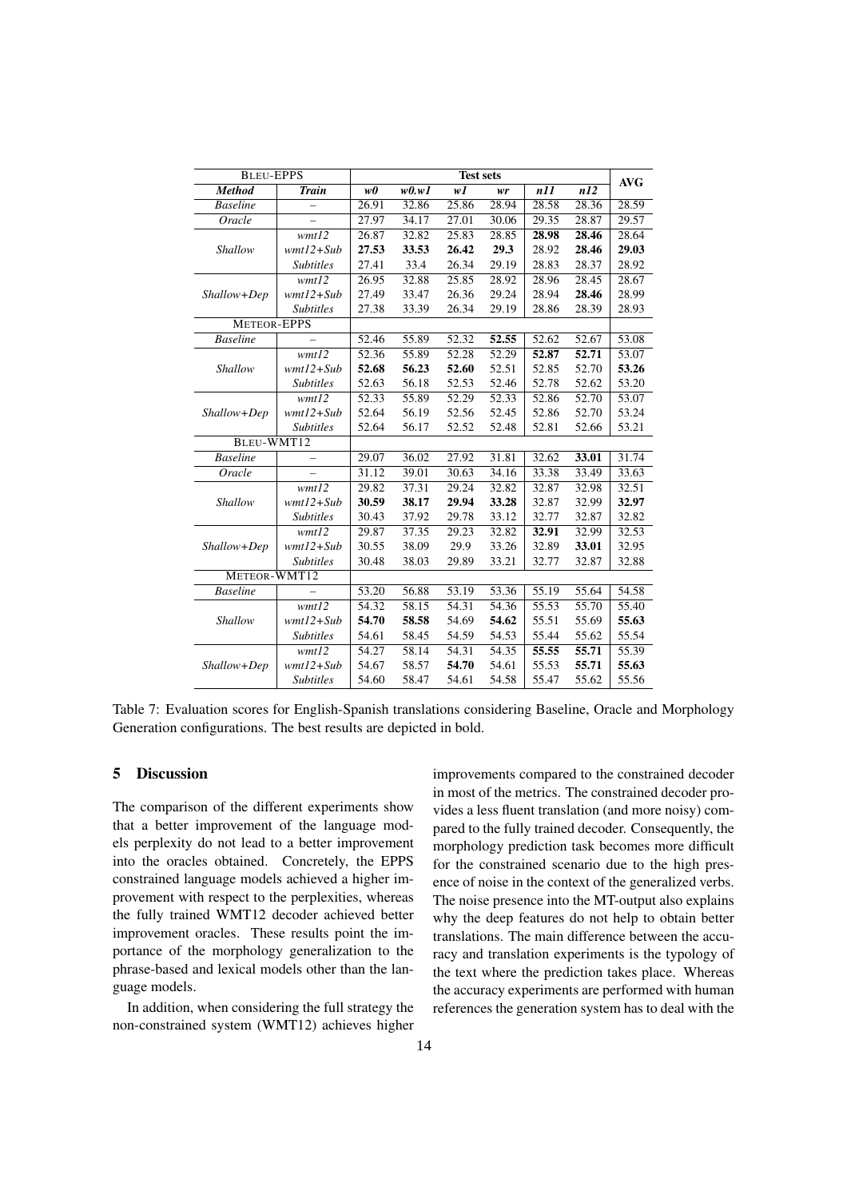| BLEU-EPPS | | Test sets | | | | | | AVG |
|---|---|---|---|---|---|---|---|---|
| ***Method*** | ***Train*** | ***w0*** | ***w0.w1*** | ***w1*** | ***wr*** | ***n11*** | ***n12*** | |
| *Baseline* | – | 26.91 | 32.86 | 25.86 | 28.94 | 28.58 | 28.36 | 28.59 |
| *Oracle* | – | 27.97 | 34.17 | 27.01 | 30.06 | 29.35 | 28.87 | 29.57 |
| *Shallow* | *wmt12* | 26.87 | 32.82 | 25.83 | 28.85 | **28.98** | **28.46** | 28.64 |
| | *wmt12+Sub* | **27.53** | **33.53** | **26.42** | **29.3** | 28.92 | **28.46** | **29.03** |
| | *Subtitles* | 27.41 | 33.4 | 26.34 | 29.19 | 28.83 | 28.37 | 28.92 |
| *Shallow+Dep* | *wmt12* | 26.95 | 32.88 | 25.85 | 28.92 | 28.96 | 28.45 | 28.67 |
| | *wmt12+Sub* | 27.49 | 33.47 | 26.36 | 29.24 | 28.94 | **28.46** | 28.99 |
| | *Subtitles* | 27.38 | 33.39 | 26.34 | 29.19 | 28.86 | 28.39 | 28.93 |
| METEOR-EPPS | | | | | | | | |
| *Baseline* | – | 52.46 | 55.89 | 52.32 | **52.55** | 52.62 | 52.67 | 53.08 |
| *Shallow* | *wmt12* | 52.36 | 55.89 | 52.28 | 52.29 | **52.87** | **52.71** | 53.07 |
| | *wmt12+Sub* | **52.68** | **56.23** | **52.60** | 52.51 | 52.85 | 52.70 | **53.26** |
| | *Subtitles* | 52.63 | 56.18 | 52.53 | 52.46 | 52.78 | 52.62 | 53.20 |
| *Shallow+Dep* | *wmt12* | 52.33 | 55.89 | 52.29 | 52.33 | 52.86 | 52.70 | 53.07 |
| | *wmt12+Sub* | 52.64 | 56.19 | 52.56 | 52.45 | 52.86 | 52.70 | 53.24 |
| | *Subtitles* | 52.64 | 56.17 | 52.52 | 52.48 | 52.81 | 52.66 | 53.21 |
| BLEU-WMT12 | | | | | | | | |
| *Baseline* | – | 29.07 | 36.02 | 27.92 | 31.81 | 32.62 | **33.01** | 31.74 |
| *Oracle* | – | 31.12 | 39.01 | 30.63 | 34.16 | 33.38 | 33.49 | 33.63 |
| *Shallow* | *wmt12* | 29.82 | 37.31 | 29.24 | 32.82 | 32.87 | 32.98 | 32.51 |
| | *wmt12+Sub* | **30.59** | **38.17** | **29.94** | **33.28** | 32.87 | 32.99 | **32.97** |
| | *Subtitles* | 30.43 | 37.92 | 29.78 | 33.12 | 32.77 | 32.87 | 32.82 |
| *Shallow+Dep* | *wmt12* | 29.87 | 37.35 | 29.23 | 32.82 | **32.91** | 32.99 | 32.53 |
| | *wmt12+Sub* | 30.55 | 38.09 | 29.9 | 33.26 | 32.89 | **33.01** | 32.95 |
| | *Subtitles* | 30.48 | 38.03 | 29.89 | 33.21 | 32.77 | 32.87 | 32.88 |
| METEOR-WMT12 | | | | | | | | |
| *Baseline* | – | 53.20 | 56.88 | 53.19 | 53.36 | 55.19 | 55.64 | 54.58 |
| *Shallow* | *wmt12* | 54.32 | 58.15 | 54.31 | 54.36 | 55.53 | 55.70 | 55.40 |
| | *wmt12+Sub* | **54.70** | **58.58** | 54.69 | **54.62** | 55.51 | 55.69 | **55.63** |
| | *Subtitles* | 54.61 | 58.45 | 54.59 | 54.53 | 55.44 | 55.62 | 55.54 |
| *Shallow+Dep* | *wmt12* | 54.27 | 58.14 | 54.31 | 54.35 | **55.55** | **55.71** | 55.39 |
| | *wmt12+Sub* | 54.67 | 58.57 | **54.70** | 54.61 | 55.53 | **55.71** | **55.63** |
| | *Subtitles* | 54.60 | 58.47 | 54.61 | 54.58 | 55.47 | 55.62 | 55.56 |

Table 7: Evaluation scores for English-Spanish translations considering Baseline, Oracle and Morphology Generation configurations. The best results are depicted in bold.

## 5 Discussion

The comparison of the different experiments show that a better improvement of the language models perplexity do not lead to a better improvement into the oracles obtained. Concretely, the EPPS constrained language models achieved a higher improvement with respect to the perplexities, whereas the fully trained WMT12 decoder achieved better improvement oracles. These results point the importance of the morphology generalization to the phrase-based and lexical models other than the language models.

In addition, when considering the full strategy the non-constrained system (WMT12) achieves higher improvements compared to the constrained decoder in most of the metrics. The constrained decoder provides a less fluent translation (and more noisy) compared to the fully trained decoder. Consequently, the morphology prediction task becomes more difficult for the constrained scenario due to the high presence of noise in the context of the generalized verbs. The noise presence into the MT-output also explains why the deep features do not help to obtain better translations. The main difference between the accuracy and translation experiments is the typology of the text where the prediction takes place. Whereas the accuracy experiments are performed with human references the generation system has to deal with the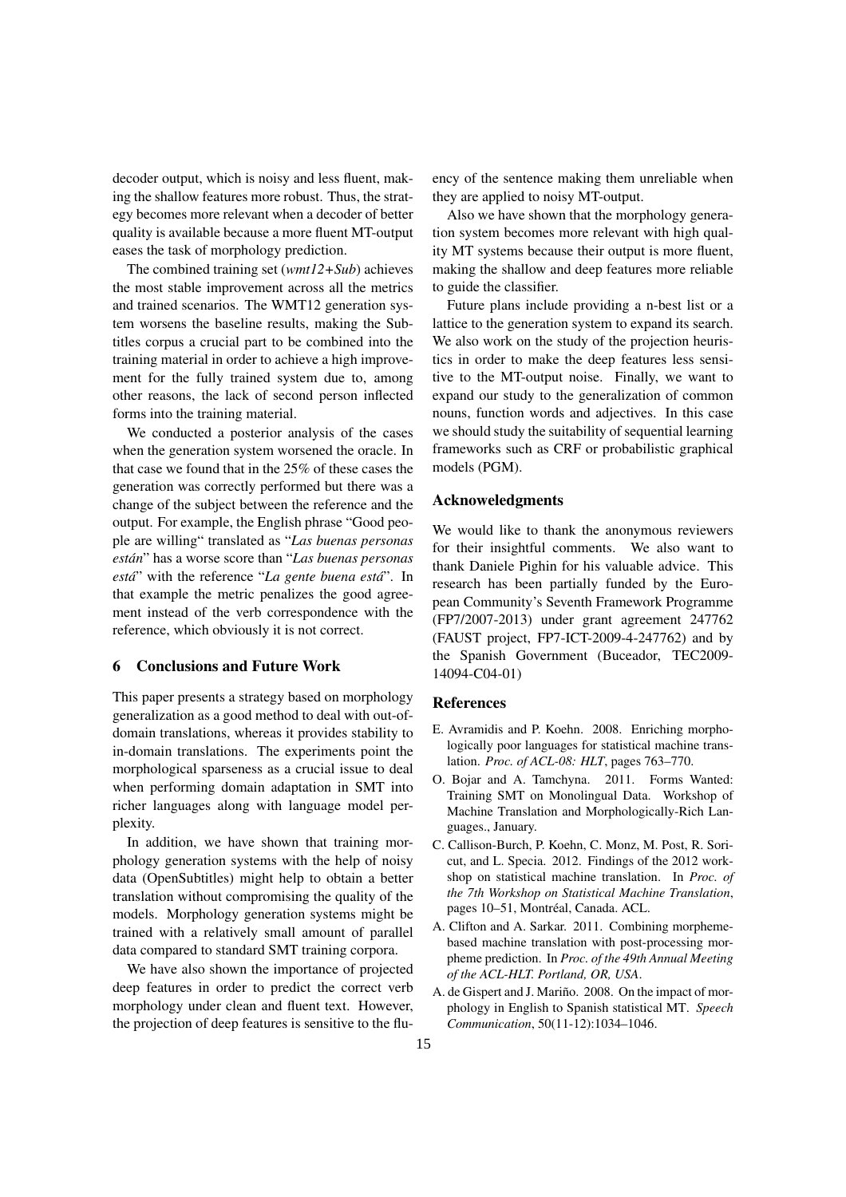decoder output, which is noisy and less fluent, making the shallow features more robust. Thus, the strategy becomes more relevant when a decoder of better quality is available because a more fluent MT-output eases the task of morphology prediction.

The combined training set (*wmt12+Sub*) achieves the most stable improvement across all the metrics and trained scenarios. The WMT12 generation system worsens the baseline results, making the Subtitles corpus a crucial part to be combined into the training material in order to achieve a high improvement for the fully trained system due to, among other reasons, the lack of second person inflected forms into the training material.

We conducted a posterior analysis of the cases when the generation system worsened the oracle. In that case we found that in the 25% of these cases the generation was correctly performed but there was a change of the subject between the reference and the output. For example, the English phrase "Good people are willing" translated as "*Las buenas personas están*" has a worse score than "*Las buenas personas está*" with the reference "*La gente buena está*". In that example the metric penalizes the good agreement instead of the verb correspondence with the reference, which obviously it is not correct.

## 6 Conclusions and Future Work

This paper presents a strategy based on morphology generalization as a good method to deal with out-of-domain translations, whereas it provides stability to in-domain translations. The experiments point the morphological sparseness as a crucial issue to deal when performing domain adaptation in SMT into richer languages along with language model perplexity.

In addition, we have shown that training morphology generation systems with the help of noisy data (OpenSubtitles) might help to obtain a better translation without compromising the quality of the models. Morphology generation systems might be trained with a relatively small amount of parallel data compared to standard SMT training corpora.

We have also shown the importance of projected deep features in order to predict the correct verb morphology under clean and fluent text. However, the projection of deep features is sensitive to the fluency of the sentence making them unreliable when they are applied to noisy MT-output.

Also we have shown that the morphology generation system becomes more relevant with high quality MT systems because their output is more fluent, making the shallow and deep features more reliable to guide the classifier.

Future plans include providing a n-best list or a lattice to the generation system to expand its search. We also work on the study of the projection heuristics in order to make the deep features less sensitive to the MT-output noise. Finally, we want to expand our study to the generalization of common nouns, function words and adjectives. In this case we should study the suitability of sequential learning frameworks such as CRF or probabilistic graphical models (PGM).

## Acknoweledgments

We would like to thank the anonymous reviewers for their insightful comments. We also want to thank Daniele Pighin for his valuable advice. This research has been partially funded by the European Community's Seventh Framework Programme (FP7/2007-2013) under grant agreement 247762 (FAUST project, FP7-ICT-2009-4-247762) and by the Spanish Government (Buceador, TEC2009-14094-C04-01)

## References

E. Avramidis and P. Koehn. 2008. Enriching morphologically poor languages for statistical machine translation. *Proc. of ACL-08: HLT*, pages 763–770.

O. Bojar and A. Tamchyna. 2011. Forms Wanted: Training SMT on Monolingual Data. Workshop of Machine Translation and Morphologically-Rich Languages., January.

C. Callison-Burch, P. Koehn, C. Monz, M. Post, R. Soricut, and L. Specia. 2012. Findings of the 2012 workshop on statistical machine translation. In *Proc. of the 7th Workshop on Statistical Machine Translation*, pages 10–51, Montréal, Canada. ACL.

A. Clifton and A. Sarkar. 2011. Combining morpheme-based machine translation with post-processing morpheme prediction. In *Proc. of the 49th Annual Meeting of the ACL-HLT. Portland, OR, USA*.

A. de Gispert and J. Mariño. 2008. On the impact of morphology in English to Spanish statistical MT. *Speech Communication*, 50(11-12):1034–1046.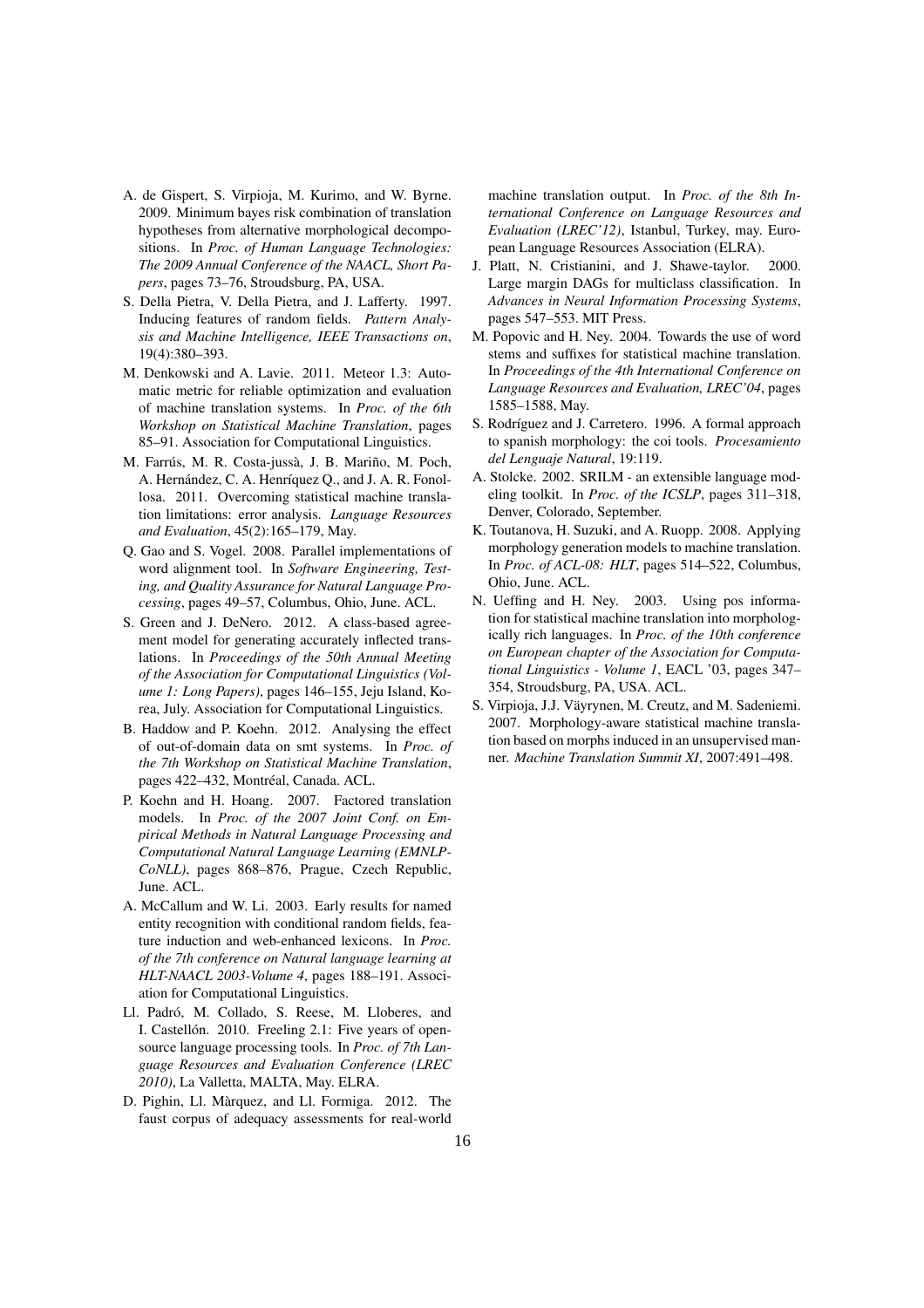A. de Gispert, S. Virpioja, M. Kurimo, and W. Byrne. 2009. Minimum bayes risk combination of translation hypotheses from alternative morphological decompositions. In *Proc. of Human Language Technologies: The 2009 Annual Conference of the NAACL, Short Papers*, pages 73–76, Stroudsburg, PA, USA.

S. Della Pietra, V. Della Pietra, and J. Lafferty. 1997. Inducing features of random fields. *Pattern Analysis and Machine Intelligence, IEEE Transactions on*, 19(4):380–393.

M. Denkowski and A. Lavie. 2011. Meteor 1.3: Automatic metric for reliable optimization and evaluation of machine translation systems. In *Proc. of the 6th Workshop on Statistical Machine Translation*, pages 85–91. Association for Computational Linguistics.

M. Farrús, M. R. Costa-jussà, J. B. Mariño, M. Poch, A. Hernández, C. A. Henríquez Q., and J. A. R. Fonollosa. 2011. Overcoming statistical machine translation limitations: error analysis. *Language Resources and Evaluation*, 45(2):165–179, May.

Q. Gao and S. Vogel. 2008. Parallel implementations of word alignment tool. In *Software Engineering, Testing, and Quality Assurance for Natural Language Processing*, pages 49–57, Columbus, Ohio, June. ACL.

S. Green and J. DeNero. 2012. A class-based agreement model for generating accurately inflected translations. In *Proceedings of the 50th Annual Meeting of the Association for Computational Linguistics (Volume 1: Long Papers)*, pages 146–155, Jeju Island, Korea, July. Association for Computational Linguistics.

B. Haddow and P. Koehn. 2012. Analysing the effect of out-of-domain data on smt systems. In *Proc. of the 7th Workshop on Statistical Machine Translation*, pages 422–432, Montréal, Canada. ACL.

P. Koehn and H. Hoang. 2007. Factored translation models. In *Proc. of the 2007 Joint Conf. on Empirical Methods in Natural Language Processing and Computational Natural Language Learning (EMNLP-CoNLL)*, pages 868–876, Prague, Czech Republic, June. ACL.

A. McCallum and W. Li. 2003. Early results for named entity recognition with conditional random fields, feature induction and web-enhanced lexicons. In *Proc. of the 7th conference on Natural language learning at HLT-NAACL 2003-Volume 4*, pages 188–191. Association for Computational Linguistics.

Ll. Padró, M. Collado, S. Reese, M. Lloberes, and I. Castellón. 2010. Freeling 2.1: Five years of open-source language processing tools. In *Proc. of 7th Language Resources and Evaluation Conference (LREC 2010)*, La Valletta, MALTA, May. ELRA.

D. Pighin, Ll. Màrquez, and Ll. Formiga. 2012. The faust corpus of adequacy assessments for real-world machine translation output. In *Proc. of the 8th International Conference on Language Resources and Evaluation (LREC'12)*, Istanbul, Turkey, may. European Language Resources Association (ELRA).

J. Platt, N. Cristianini, and J. Shawe-taylor. 2000. Large margin DAGs for multiclass classification. In *Advances in Neural Information Processing Systems*, pages 547–553. MIT Press.

M. Popovic and H. Ney. 2004. Towards the use of word stems and suffixes for statistical machine translation. In *Proceedings of the 4th International Conference on Language Resources and Evaluation, LREC'04*, pages 1585–1588, May.

S. Rodríguez and J. Carretero. 1996. A formal approach to spanish morphology: the coi tools. *Procesamiento del Lenguaje Natural*, 19:119.

A. Stolcke. 2002. SRILM - an extensible language modeling toolkit. In *Proc. of the ICSLP*, pages 311–318, Denver, Colorado, September.

K. Toutanova, H. Suzuki, and A. Ruopp. 2008. Applying morphology generation models to machine translation. In *Proc. of ACL-08: HLT*, pages 514–522, Columbus, Ohio, June. ACL.

N. Ueffing and H. Ney. 2003. Using pos information for statistical machine translation into morphologically rich languages. In *Proc. of the 10th conference on European chapter of the Association for Computational Linguistics - Volume 1*, EACL '03, pages 347–354, Stroudsburg, PA, USA. ACL.

S. Virpioja, J.J. Väyrynen, M. Creutz, and M. Sadeniemi. 2007. Morphology-aware statistical machine translation based on morphs induced in an unsupervised manner. *Machine Translation Summit XI*, 2007:491–498.